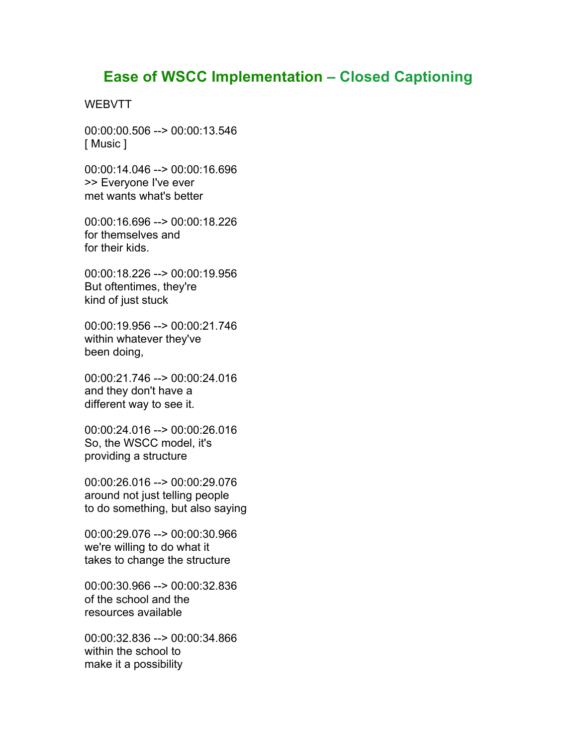# Ease of WSCC Implementation – Closed Captioning

WEBVTT

00:00:00.506 --> 00:00:13.546
[ Music ]

00:00:14.046 --> 00:00:16.696
>> Everyone I've ever
met wants what's better

00:00:16.696 --> 00:00:18.226
for themselves and
for their kids.

00:00:18.226 --> 00:00:19.956
But oftentimes, they're
kind of just stuck

00:00:19.956 --> 00:00:21.746
within whatever they've
been doing,

00:00:21.746 --> 00:00:24.016
and they don't have a
different way to see it.

00:00:24.016 --> 00:00:26.016
So, the WSCC model, it's
providing a structure

00:00:26.016 --> 00:00:29.076
around not just telling people
to do something, but also saying

00:00:29.076 --> 00:00:30.966
we're willing to do what it
takes to change the structure

00:00:30.966 --> 00:00:32.836
of the school and the
resources available

00:00:32.836 --> 00:00:34.866
within the school to
make it a possibility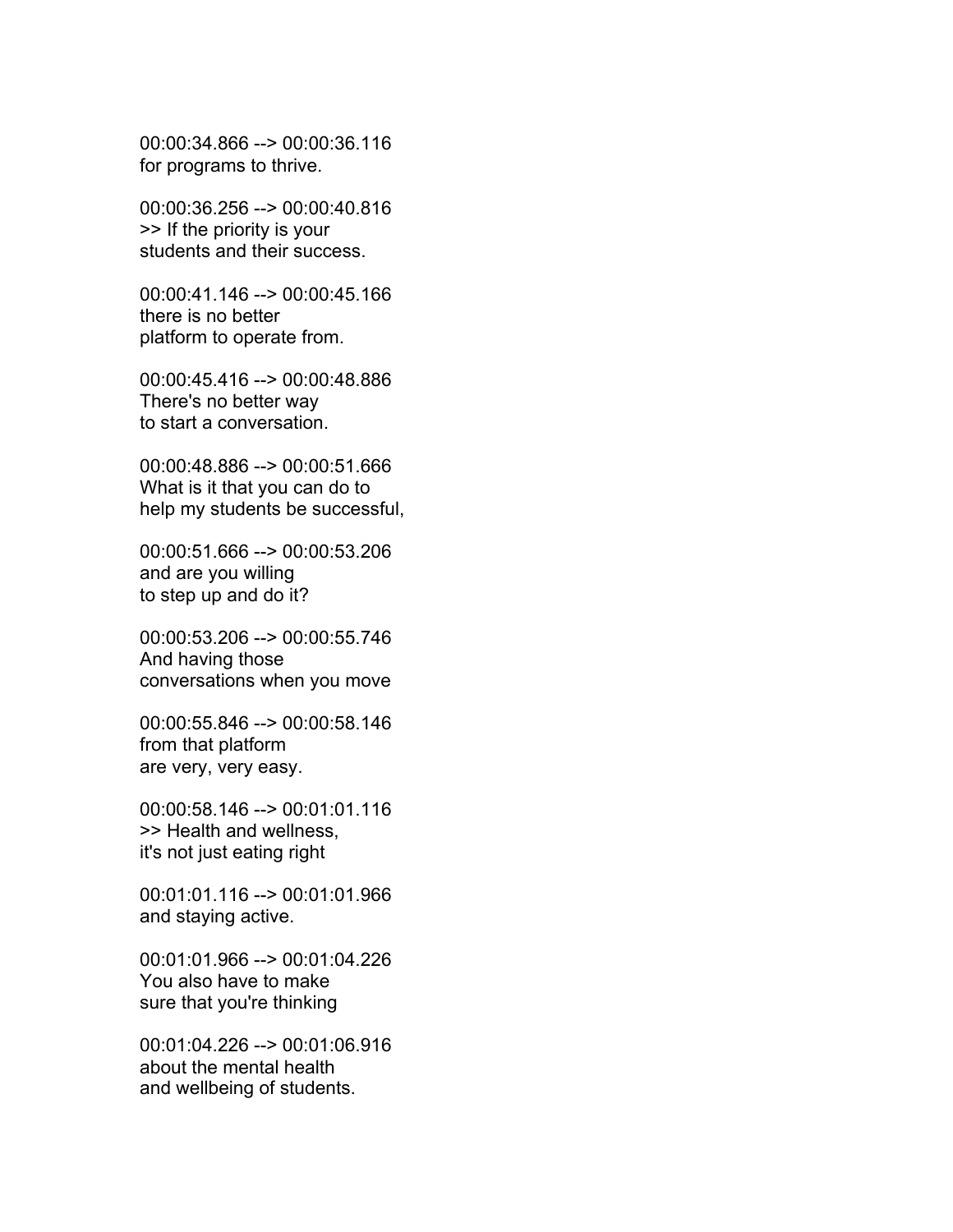00:00:34.866 --> 00:00:36.116
for programs to thrive.

00:00:36.256 --> 00:00:40.816
>> If the priority is your
students and their success.

00:00:41.146 --> 00:00:45.166
there is no better
platform to operate from.

00:00:45.416 --> 00:00:48.886
There's no better way
to start a conversation.

00:00:48.886 --> 00:00:51.666
What is it that you can do to
help my students be successful,

00:00:51.666 --> 00:00:53.206
and are you willing
to step up and do it?

00:00:53.206 --> 00:00:55.746
And having those
conversations when you move

00:00:55.846 --> 00:00:58.146
from that platform
are very, very easy.

00:00:58.146 --> 00:01:01.116
>> Health and wellness,
it's not just eating right

00:01:01.116 --> 00:01:01.966
and staying active.

00:01:01.966 --> 00:01:04.226
You also have to make
sure that you're thinking

00:01:04.226 --> 00:01:06.916
about the mental health
and wellbeing of students.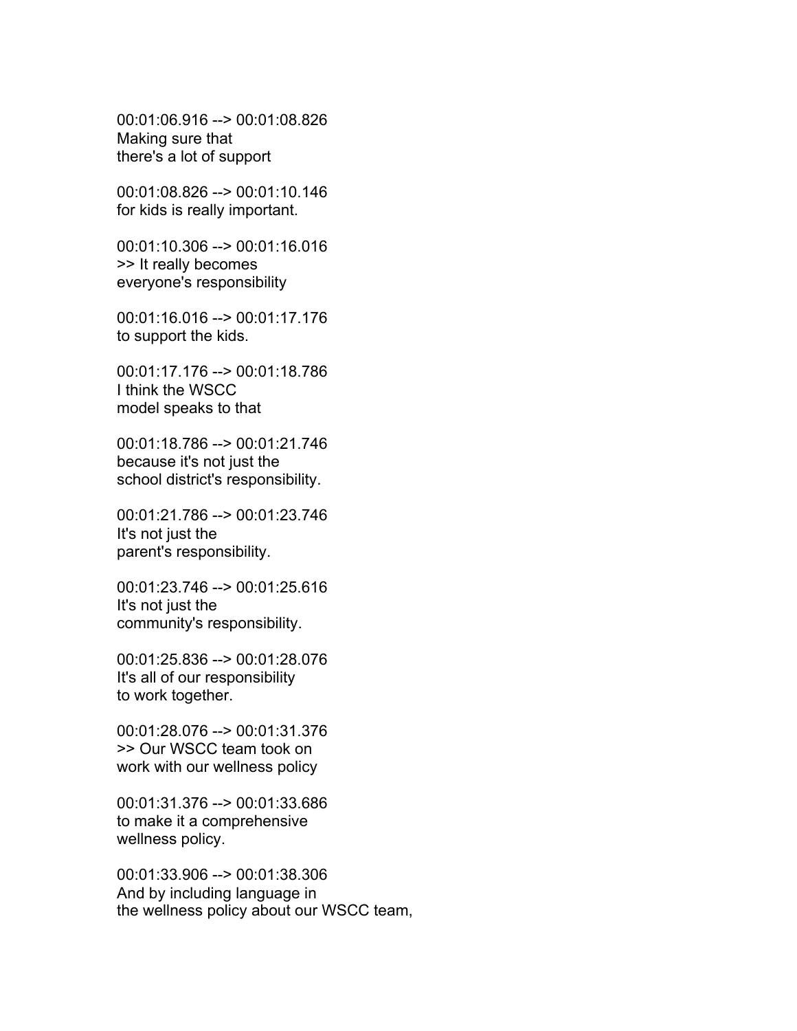00:01:06.916 --> 00:01:08.826
Making sure that
there's a lot of support

00:01:08.826 --> 00:01:10.146
for kids is really important.

00:01:10.306 --> 00:01:16.016
>> It really becomes
everyone's responsibility

00:01:16.016 --> 00:01:17.176
to support the kids.

00:01:17.176 --> 00:01:18.786
I think the WSCC
model speaks to that

00:01:18.786 --> 00:01:21.746
because it's not just the
school district's responsibility.

00:01:21.786 --> 00:01:23.746
It's not just the
parent's responsibility.

00:01:23.746 --> 00:01:25.616
It's not just the
community's responsibility.

00:01:25.836 --> 00:01:28.076
It's all of our responsibility
to work together.

00:01:28.076 --> 00:01:31.376
>> Our WSCC team took on
work with our wellness policy

00:01:31.376 --> 00:01:33.686
to make it a comprehensive
wellness policy.

00:01:33.906 --> 00:01:38.306
And by including language in
the wellness policy about our WSCC team,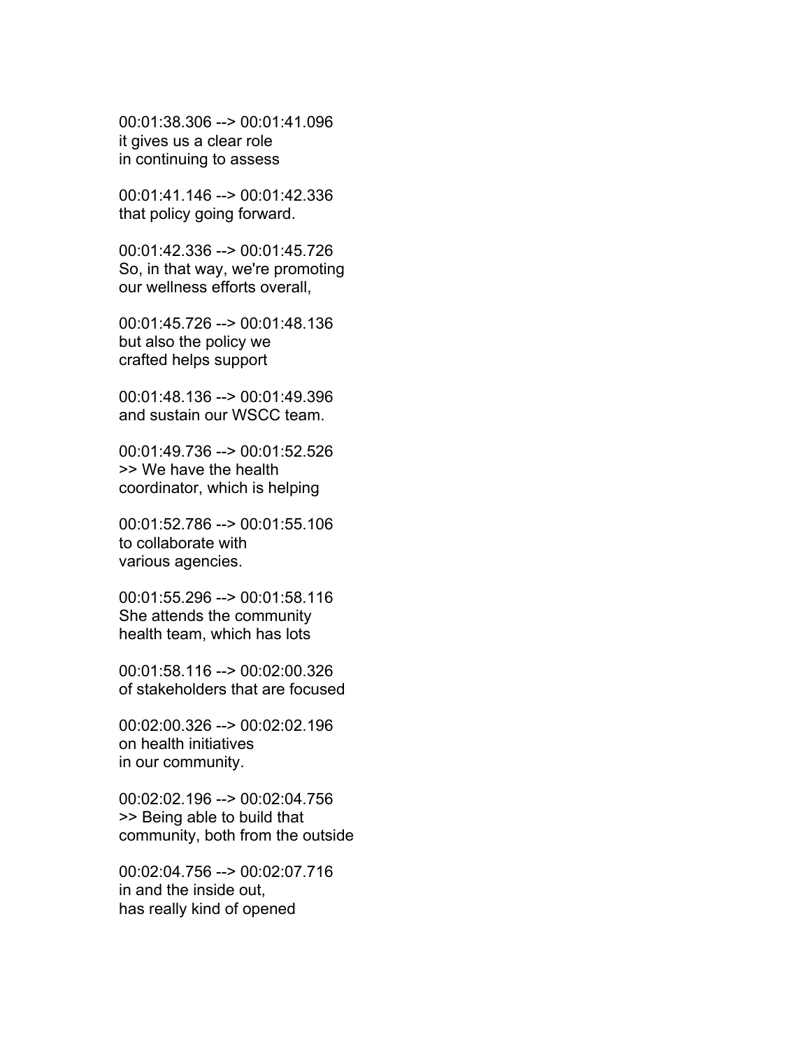00:01:38.306 --> 00:01:41.096
it gives us a clear role
in continuing to assess

00:01:41.146 --> 00:01:42.336
that policy going forward.

00:01:42.336 --> 00:01:45.726
So, in that way, we're promoting
our wellness efforts overall,

00:01:45.726 --> 00:01:48.136
but also the policy we
crafted helps support

00:01:48.136 --> 00:01:49.396
and sustain our WSCC team.

00:01:49.736 --> 00:01:52.526
>> We have the health
coordinator, which is helping

00:01:52.786 --> 00:01:55.106
to collaborate with
various agencies.

00:01:55.296 --> 00:01:58.116
She attends the community
health team, which has lots

00:01:58.116 --> 00:02:00.326
of stakeholders that are focused

00:02:00.326 --> 00:02:02.196
on health initiatives
in our community.

00:02:02.196 --> 00:02:04.756
>> Being able to build that
community, both from the outside

00:02:04.756 --> 00:02:07.716
in and the inside out,
has really kind of opened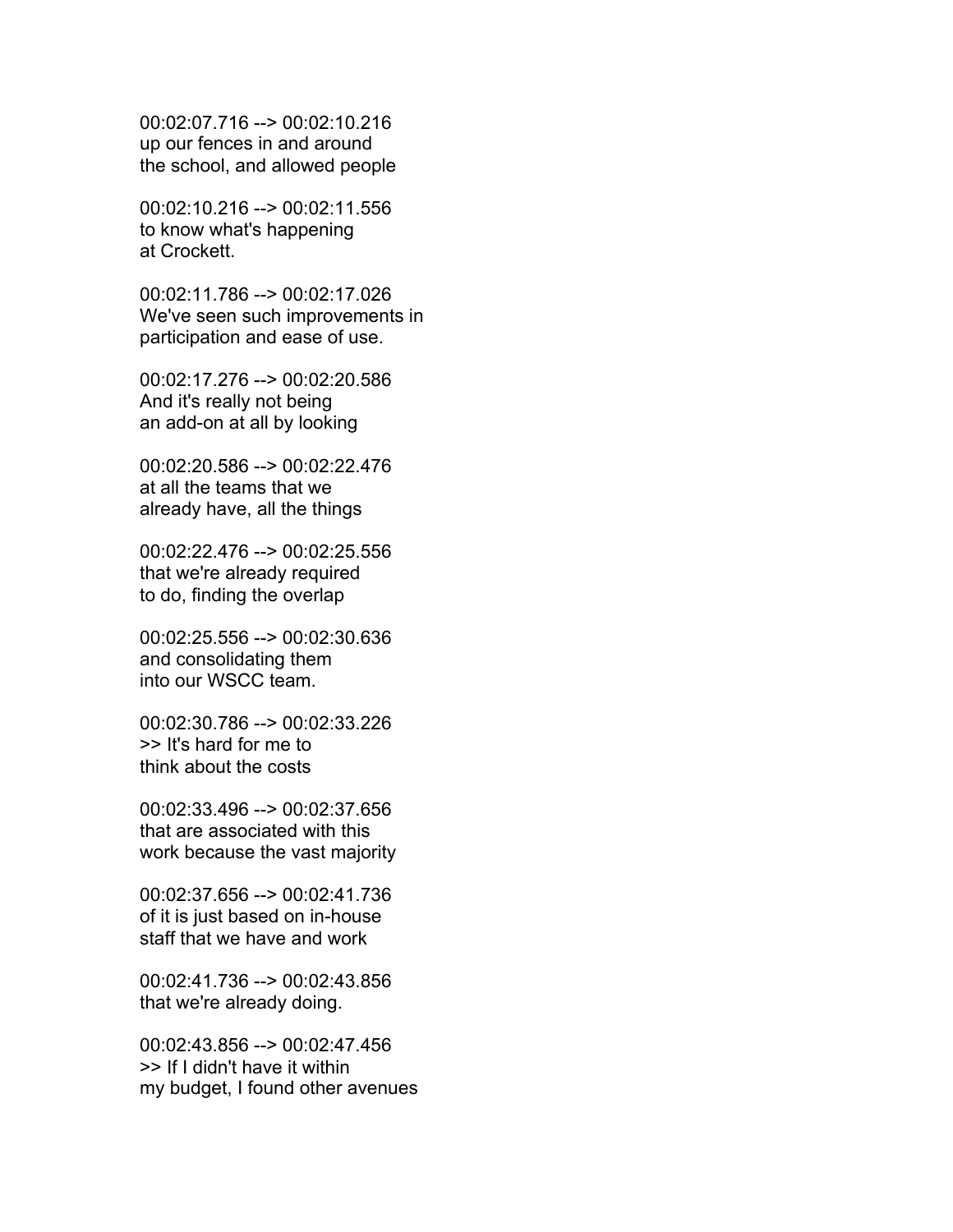00:02:07.716 --> 00:02:10.216
up our fences in and around
the school, and allowed people

00:02:10.216 --> 00:02:11.556
to know what's happening
at Crockett.

00:02:11.786 --> 00:02:17.026
We've seen such improvements in
participation and ease of use.

00:02:17.276 --> 00:02:20.586
And it's really not being
an add-on at all by looking

00:02:20.586 --> 00:02:22.476
at all the teams that we
already have, all the things

00:02:22.476 --> 00:02:25.556
that we're already required
to do, finding the overlap

00:02:25.556 --> 00:02:30.636
and consolidating them
into our WSCC team.

00:02:30.786 --> 00:02:33.226
>> It's hard for me to
think about the costs

00:02:33.496 --> 00:02:37.656
that are associated with this
work because the vast majority

00:02:37.656 --> 00:02:41.736
of it is just based on in-house
staff that we have and work

00:02:41.736 --> 00:02:43.856
that we're already doing.

00:02:43.856 --> 00:02:47.456
>> If I didn't have it within
my budget, I found other avenues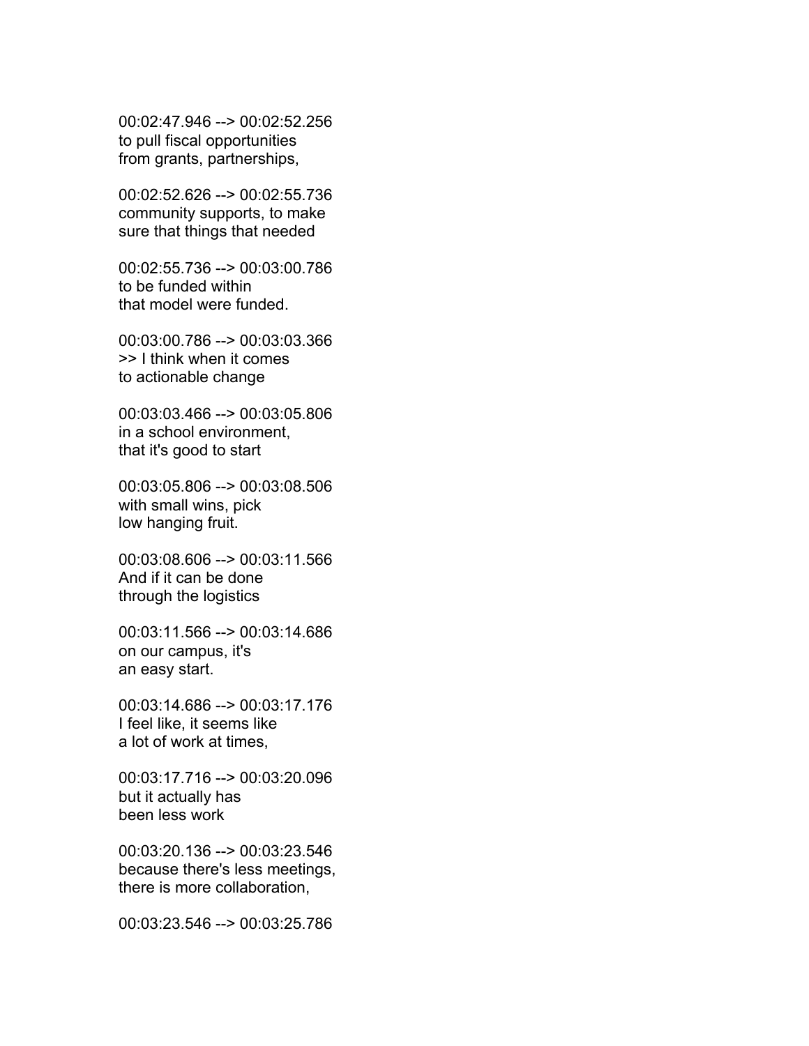00:02:47.946 --> 00:02:52.256
to pull fiscal opportunities
from grants, partnerships,

00:02:52.626 --> 00:02:55.736
community supports, to make
sure that things that needed

00:02:55.736 --> 00:03:00.786
to be funded within
that model were funded.

00:03:00.786 --> 00:03:03.366
>> I think when it comes
to actionable change

00:03:03.466 --> 00:03:05.806
in a school environment,
that it's good to start

00:03:05.806 --> 00:03:08.506
with small wins, pick
low hanging fruit.

00:03:08.606 --> 00:03:11.566
And if it can be done
through the logistics

00:03:11.566 --> 00:03:14.686
on our campus, it's
an easy start.

00:03:14.686 --> 00:03:17.176
I feel like, it seems like
a lot of work at times,

00:03:17.716 --> 00:03:20.096
but it actually has
been less work

00:03:20.136 --> 00:03:23.546
because there's less meetings,
there is more collaboration,

00:03:23.546 --> 00:03:25.786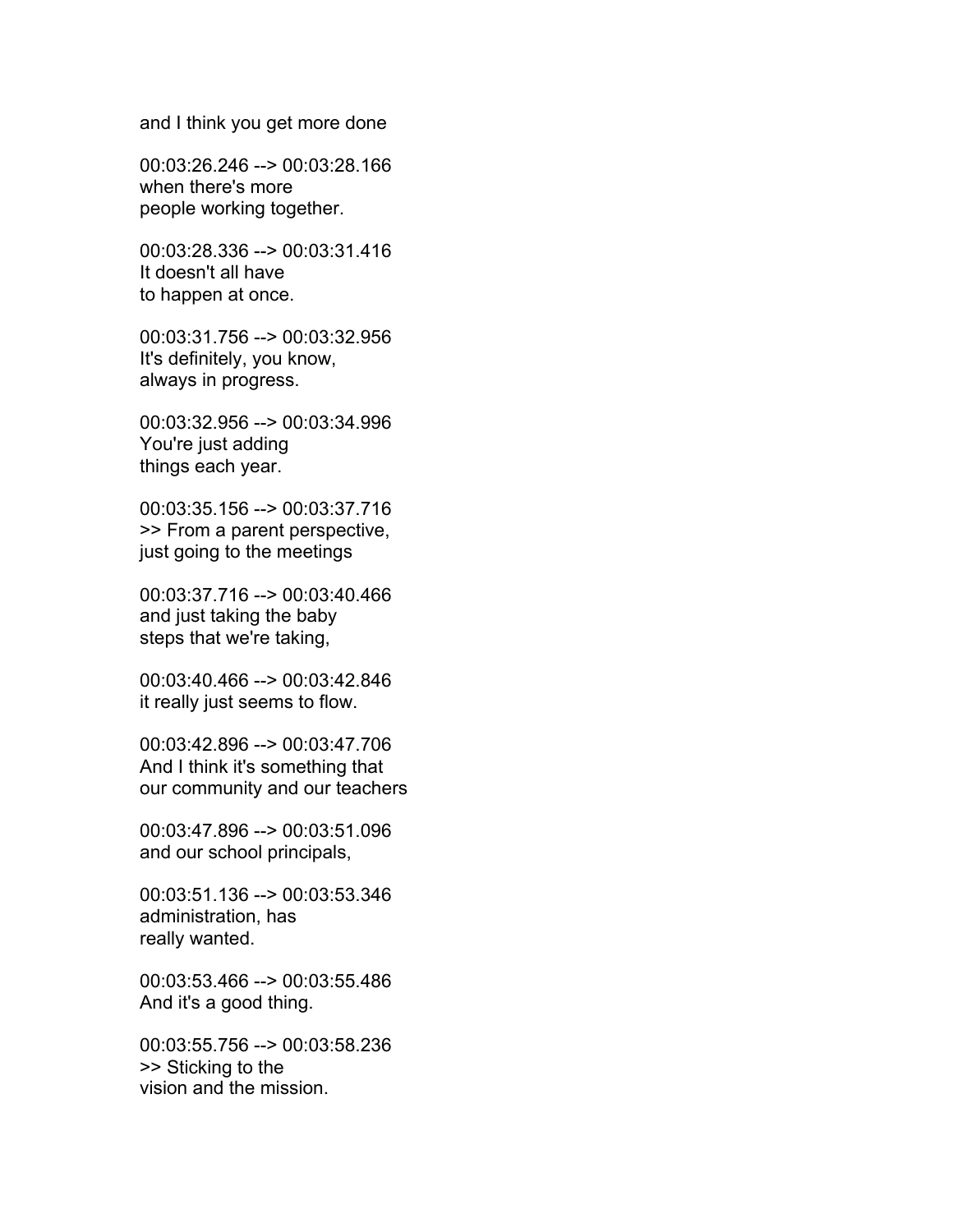and I think you get more done

00:03:26.246 --> 00:03:28.166
when there's more
people working together.

00:03:28.336 --> 00:03:31.416
It doesn't all have
to happen at once.

00:03:31.756 --> 00:03:32.956
It's definitely, you know,
always in progress.

00:03:32.956 --> 00:03:34.996
You're just adding
things each year.

00:03:35.156 --> 00:03:37.716
>> From a parent perspective,
just going to the meetings

00:03:37.716 --> 00:03:40.466
and just taking the baby
steps that we're taking,

00:03:40.466 --> 00:03:42.846
it really just seems to flow.

00:03:42.896 --> 00:03:47.706
And I think it's something that
our community and our teachers

00:03:47.896 --> 00:03:51.096
and our school principals,

00:03:51.136 --> 00:03:53.346
administration, has
really wanted.

00:03:53.466 --> 00:03:55.486
And it's a good thing.

00:03:55.756 --> 00:03:58.236
>> Sticking to the
vision and the mission.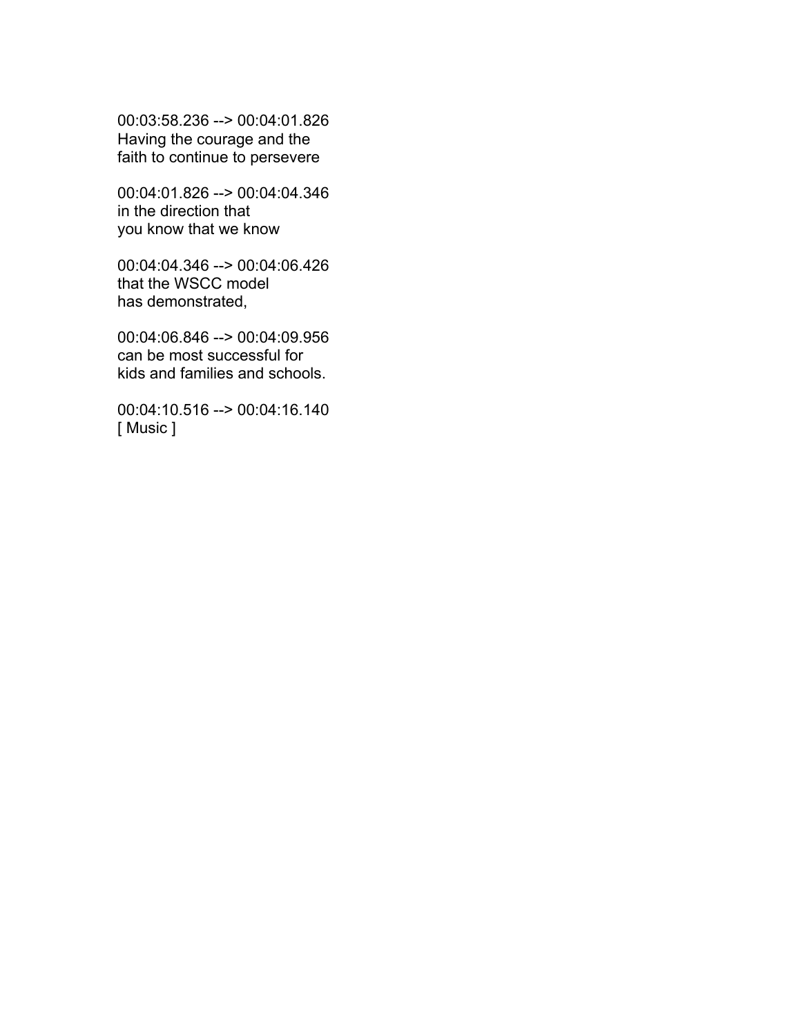00:03:58.236 --> 00:04:01.826
Having the courage and the
faith to continue to persevere

00:04:01.826 --> 00:04:04.346
in the direction that
you know that we know

00:04:04.346 --> 00:04:06.426
that the WSCC model
has demonstrated,

00:04:06.846 --> 00:04:09.956
can be most successful for
kids and families and schools.

00:04:10.516 --> 00:04:16.140
[ Music ]